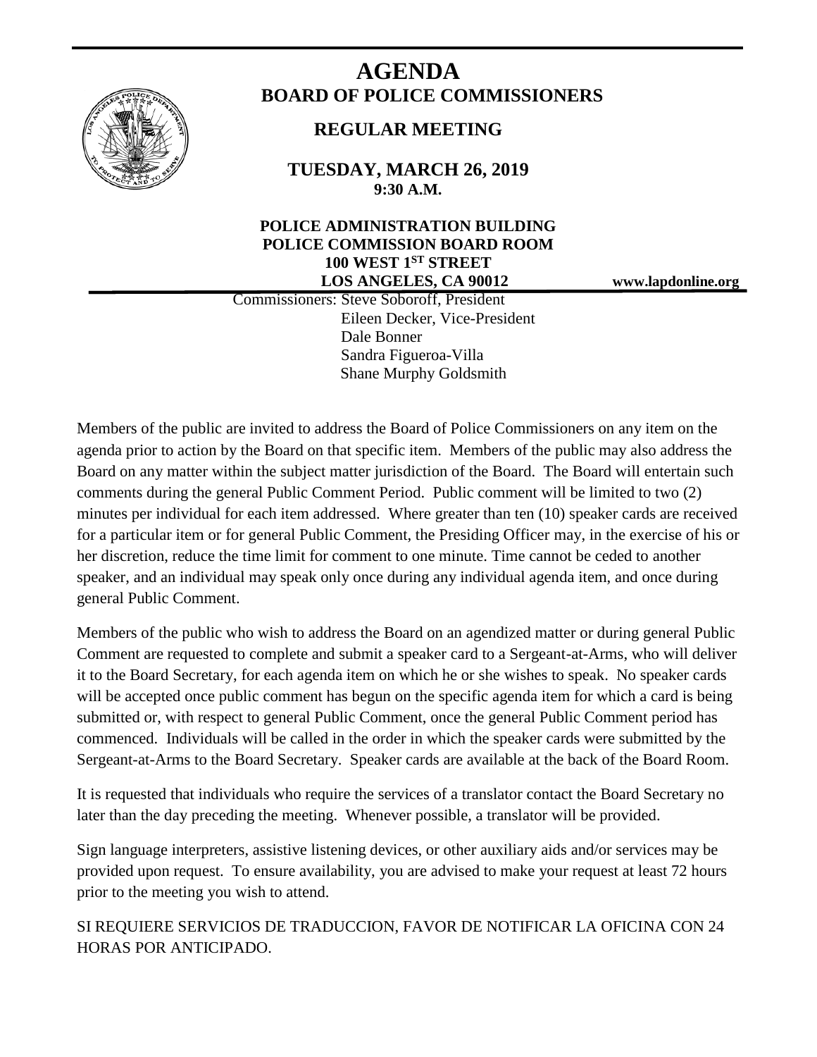# AGENDA
## BOARD OF POLICE COMMISSIONERS

### REGULAR MEETING

**TUESDAY, MARCH 26, 2019**
**9:30 A.M.**

**POLICE ADMINISTRATION BUILDING**
**POLICE COMMISSION BOARD ROOM**
**100 WEST 1ST STREET**
**LOS ANGELES, CA 90012**

**www.lapdonline.org**

Commissioners: Steve Soboroff, President
Eileen Decker, Vice-President
Dale Bonner
Sandra Figueroa-Villa
Shane Murphy Goldsmith

Members of the public are invited to address the Board of Police Commissioners on any item on the agenda prior to action by the Board on that specific item. Members of the public may also address the Board on any matter within the subject matter jurisdiction of the Board. The Board will entertain such comments during the general Public Comment Period. Public comment will be limited to two (2) minutes per individual for each item addressed. Where greater than ten (10) speaker cards are received for a particular item or for general Public Comment, the Presiding Officer may, in the exercise of his or her discretion, reduce the time limit for comment to one minute. Time cannot be ceded to another speaker, and an individual may speak only once during any individual agenda item, and once during general Public Comment.

Members of the public who wish to address the Board on an agendized matter or during general Public Comment are requested to complete and submit a speaker card to a Sergeant-at-Arms, who will deliver it to the Board Secretary, for each agenda item on which he or she wishes to speak. No speaker cards will be accepted once public comment has begun on the specific agenda item for which a card is being submitted or, with respect to general Public Comment, once the general Public Comment period has commenced. Individuals will be called in the order in which the speaker cards were submitted by the Sergeant-at-Arms to the Board Secretary. Speaker cards are available at the back of the Board Room.

It is requested that individuals who require the services of a translator contact the Board Secretary no later than the day preceding the meeting. Whenever possible, a translator will be provided.

Sign language interpreters, assistive listening devices, or other auxiliary aids and/or services may be provided upon request. To ensure availability, you are advised to make your request at least 72 hours prior to the meeting you wish to attend.

SI REQUIERE SERVICIOS DE TRADUCCION, FAVOR DE NOTIFICAR LA OFICINA CON 24 HORAS POR ANTICIPADO.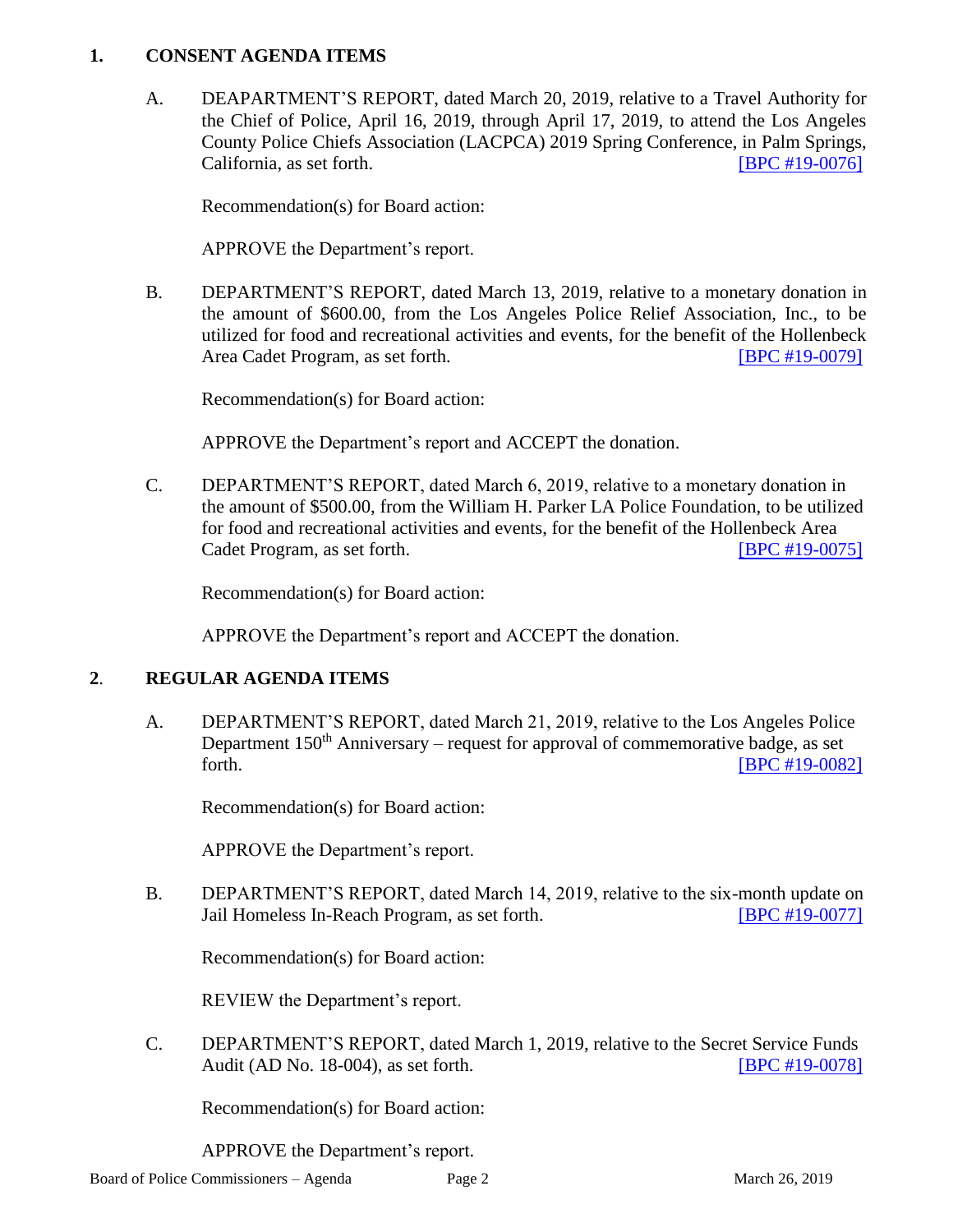## 1. CONSENT AGENDA ITEMS

A. DEAPARTMENT'S REPORT, dated March 20, 2019, relative to a Travel Authority for the Chief of Police, April 16, 2019, through April 17, 2019, to attend the Los Angeles County Police Chiefs Association (LACPCA) 2019 Spring Conference, in Palm Springs, California, as set forth. [BPC #19-0076]

Recommendation(s) for Board action:

APPROVE the Department's report.

B. DEPARTMENT'S REPORT, dated March 13, 2019, relative to a monetary donation in the amount of $600.00, from the Los Angeles Police Relief Association, Inc., to be utilized for food and recreational activities and events, for the benefit of the Hollenbeck Area Cadet Program, as set forth. [BPC #19-0079]

Recommendation(s) for Board action:

APPROVE the Department's report and ACCEPT the donation.

C. DEPARTMENT'S REPORT, dated March 6, 2019, relative to a monetary donation in the amount of $500.00, from the William H. Parker LA Police Foundation, to be utilized for food and recreational activities and events, for the benefit of the Hollenbeck Area Cadet Program, as set forth. [BPC #19-0075]

Recommendation(s) for Board action:

APPROVE the Department's report and ACCEPT the donation.

## 2. REGULAR AGENDA ITEMS

A. DEPARTMENT'S REPORT, dated March 21, 2019, relative to the Los Angeles Police Department 150th Anniversary – request for approval of commemorative badge, as set forth. [BPC #19-0082]

Recommendation(s) for Board action:

APPROVE the Department's report.

B. DEPARTMENT'S REPORT, dated March 14, 2019, relative to the six-month update on Jail Homeless In-Reach Program, as set forth. [BPC #19-0077]

Recommendation(s) for Board action:

REVIEW the Department's report.

C. DEPARTMENT'S REPORT, dated March 1, 2019, relative to the Secret Service Funds Audit (AD No. 18-004), as set forth. [BPC #19-0078]

Recommendation(s) for Board action:

APPROVE the Department's report.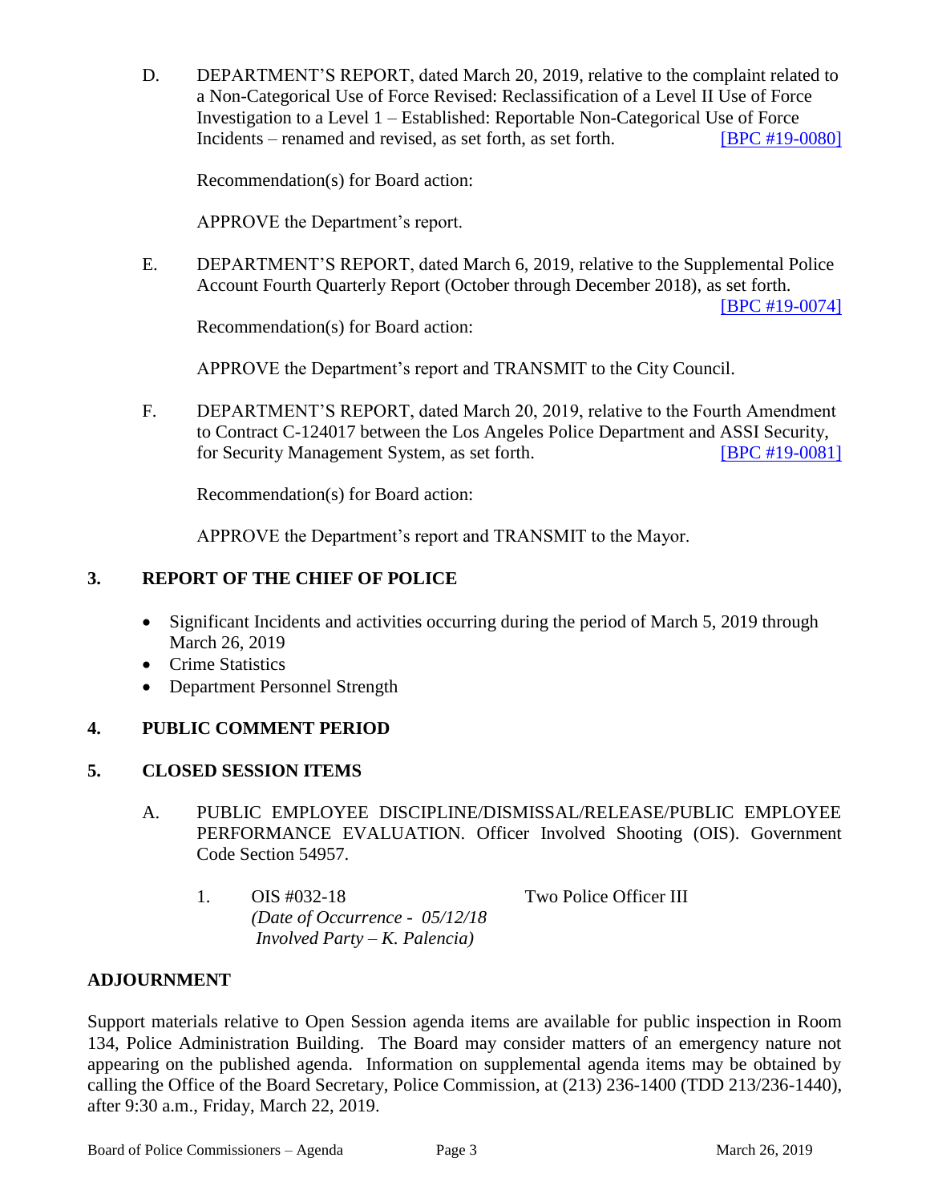D. DEPARTMENT'S REPORT, dated March 20, 2019, relative to the complaint related to a Non-Categorical Use of Force Revised: Reclassification of a Level II Use of Force Investigation to a Level 1 – Established: Reportable Non-Categorical Use of Force Incidents – renamed and revised, as set forth, as set forth. [BPC #19-0080]

Recommendation(s) for Board action:

APPROVE the Department's report.

E. DEPARTMENT'S REPORT, dated March 6, 2019, relative to the Supplemental Police Account Fourth Quarterly Report (October through December 2018), as set forth. [BPC #19-0074]

Recommendation(s) for Board action:

APPROVE the Department's report and TRANSMIT to the City Council.

F. DEPARTMENT'S REPORT, dated March 20, 2019, relative to the Fourth Amendment to Contract C-124017 between the Los Angeles Police Department and ASSI Security, for Security Management System, as set forth. [BPC #19-0081]

Recommendation(s) for Board action:

APPROVE the Department's report and TRANSMIT to the Mayor.

## 3. REPORT OF THE CHIEF OF POLICE

- Significant Incidents and activities occurring during the period of March 5, 2019 through March 26, 2019
- Crime Statistics
- Department Personnel Strength

## 4. PUBLIC COMMENT PERIOD

## 5. CLOSED SESSION ITEMS

A. PUBLIC EMPLOYEE DISCIPLINE/DISMISSAL/RELEASE/PUBLIC EMPLOYEE PERFORMANCE EVALUATION. Officer Involved Shooting (OIS). Government Code Section 54957.

1. OIS #032-18 Two Police Officer III
   *(Date of Occurrence - 05/12/18*
   *Involved Party – K. Palencia)*

## ADJOURNMENT

Support materials relative to Open Session agenda items are available for public inspection in Room 134, Police Administration Building. The Board may consider matters of an emergency nature not appearing on the published agenda. Information on supplemental agenda items may be obtained by calling the Office of the Board Secretary, Police Commission, at (213) 236-1400 (TDD 213/236-1440), after 9:30 a.m., Friday, March 22, 2019.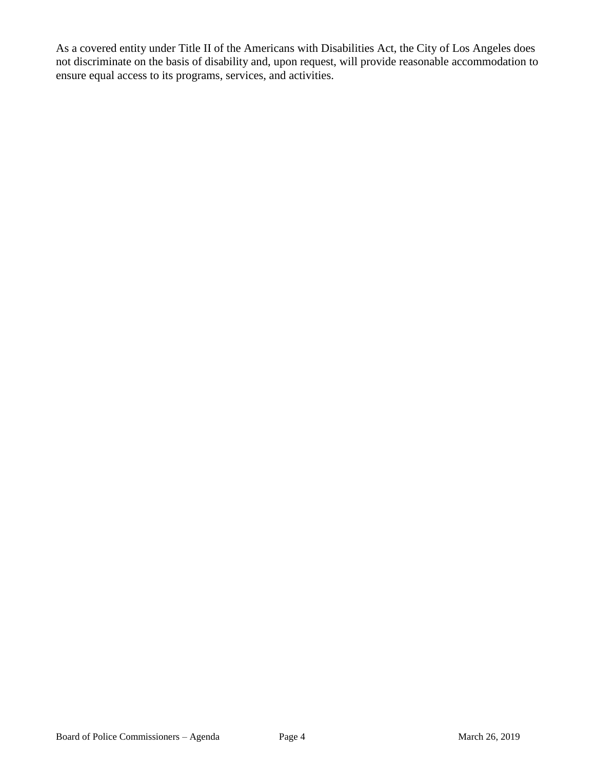As a covered entity under Title II of the Americans with Disabilities Act, the City of Los Angeles does not discriminate on the basis of disability and, upon request, will provide reasonable accommodation to ensure equal access to its programs, services, and activities.